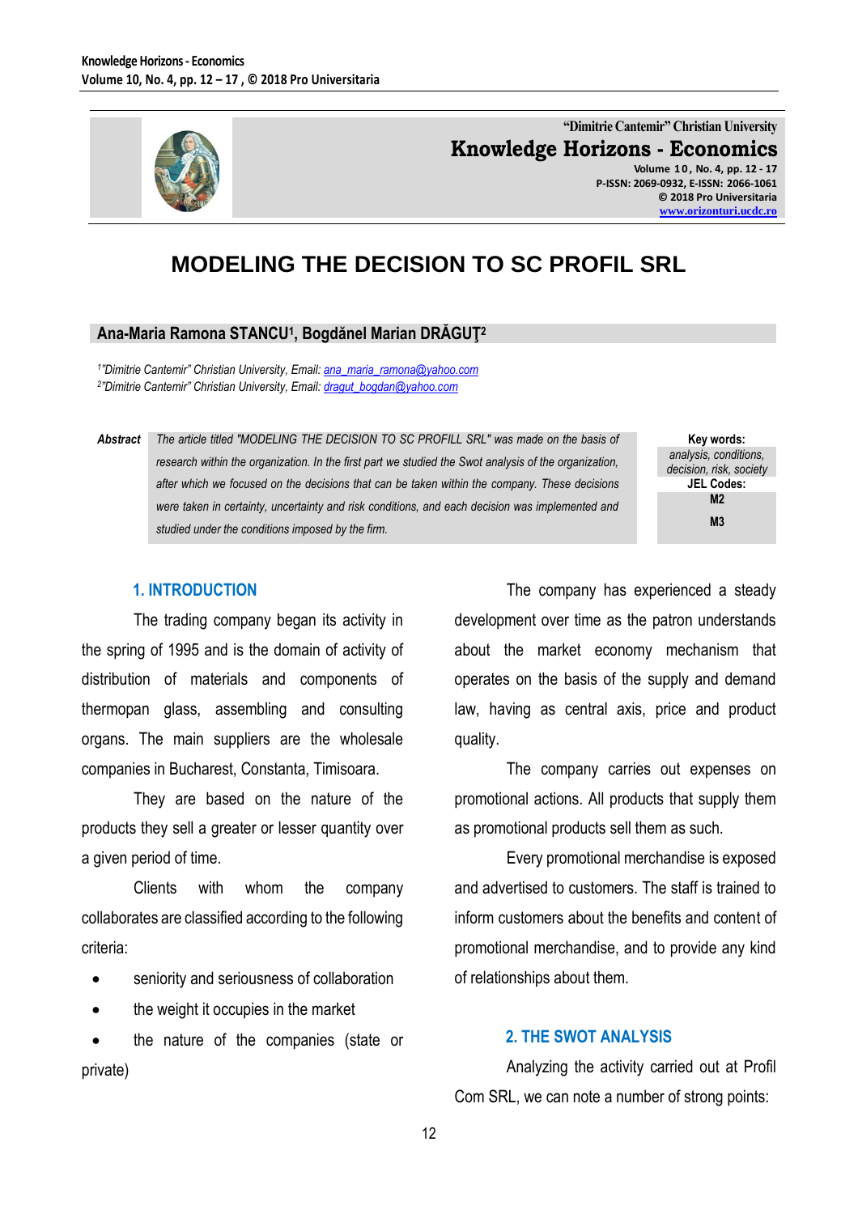"Dimitrie Cantemir" Christian University

**Knowledge Horizons - Economics**

P-ISSN: 2069-0932, E-ISSN: 2066-1061

© 2018 Pro Universitaria

www.orizonturi.ucdc.ro

# MODELING THE DECISION TO SC PROFIL SRL

**Ana-Maria Ramona STANCU[1], Bogdănel Marian DRĂGUȚ[2]**

[1]"Dimitrie Cantemir" Christian University, Email: ana_maria_ramona@yahoo.com

[2]"Dimitrie Cantemir" Christian University, Email: dragut_bogdan@yahoo.com

***Abstract*** *The article titled "MODELING THE DECISION TO SC PROFILL SRL" was made on the basis of research within the organization. In the first part we studied the Swot analysis of the organization, after which we focused on the decisions that can be taken within the company. These decisions were taken in certainty, uncertainty and risk conditions, and each decision was implemented and studied under the conditions imposed by the firm.*

**Key words:** *analysis, conditions, decision, risk, society*

**JEL Codes:** M2, M3

## 1. INTRODUCTION

The trading company began its activity in the spring of 1995 and is the domain of activity of distribution of materials and components of thermopan glass, assembling and consulting organs. The main suppliers are the wholesale companies in Bucharest, Constanta, Timisoara.

They are based on the nature of the products they sell a greater or lesser quantity over a given period of time.

Clients with whom the company collaborates are classified according to the following criteria:

- seniority and seriousness of collaboration
- the weight it occupies in the market
- the nature of the companies (state or private)

The company has experienced a steady development over time as the patron understands about the market economy mechanism that operates on the basis of the supply and demand law, having as central axis, price and product quality.

The company carries out expenses on promotional actions. All products that supply them as promotional products sell them as such.

Every promotional merchandise is exposed and advertised to customers. The staff is trained to inform customers about the benefits and content of promotional merchandise, and to provide any kind of relationships about them.

## 2. THE SWOT ANALYSIS

Analyzing the activity carried out at Profil Com SRL, we can note a number of strong points: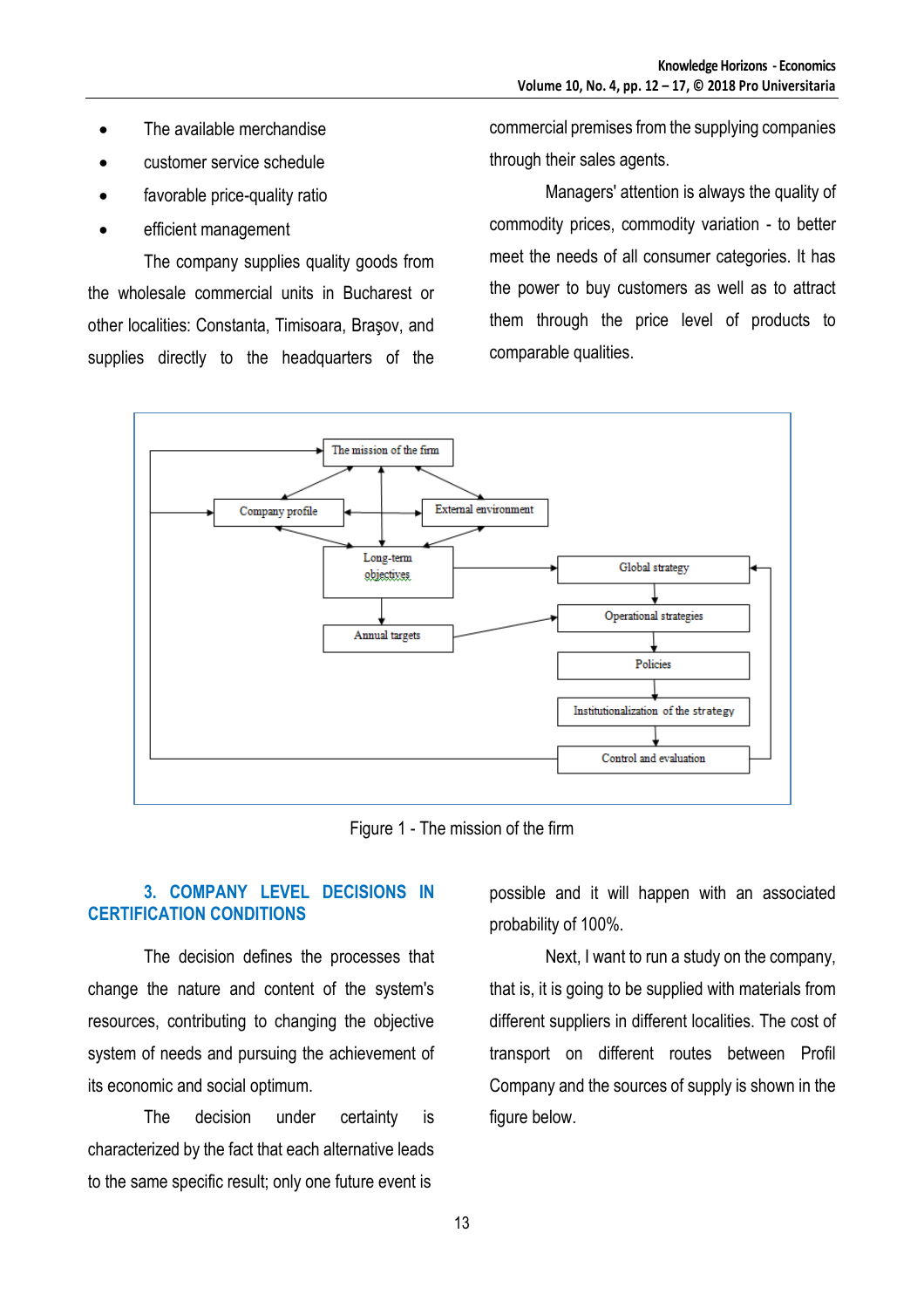- The available merchandise
- customer service schedule
- favorable price-quality ratio
- efficient management

The company supplies quality goods from the wholesale commercial units in Bucharest or other localities: Constanta, Timisoara, Braşov, and supplies directly to the headquarters of the commercial premises from the supplying companies through their sales agents.

Managers' attention is always the quality of commodity prices, commodity variation - to better meet the needs of all consumer categories. It has the power to buy customers as well as to attract them through the price level of products to comparable qualities.

Figure 1 - The mission of the firm

## 3. COMPANY LEVEL DECISIONS IN CERTIFICATION CONDITIONS

The decision defines the processes that change the nature and content of the system's resources, contributing to changing the objective system of needs and pursuing the achievement of its economic and social optimum.

The decision under certainty is characterized by the fact that each alternative leads to the same specific result; only one future event is possible and it will happen with an associated probability of 100%.

Next, I want to run a study on the company, that is, it is going to be supplied with materials from different suppliers in different localities. The cost of transport on different routes between Profil Company and the sources of supply is shown in the figure below.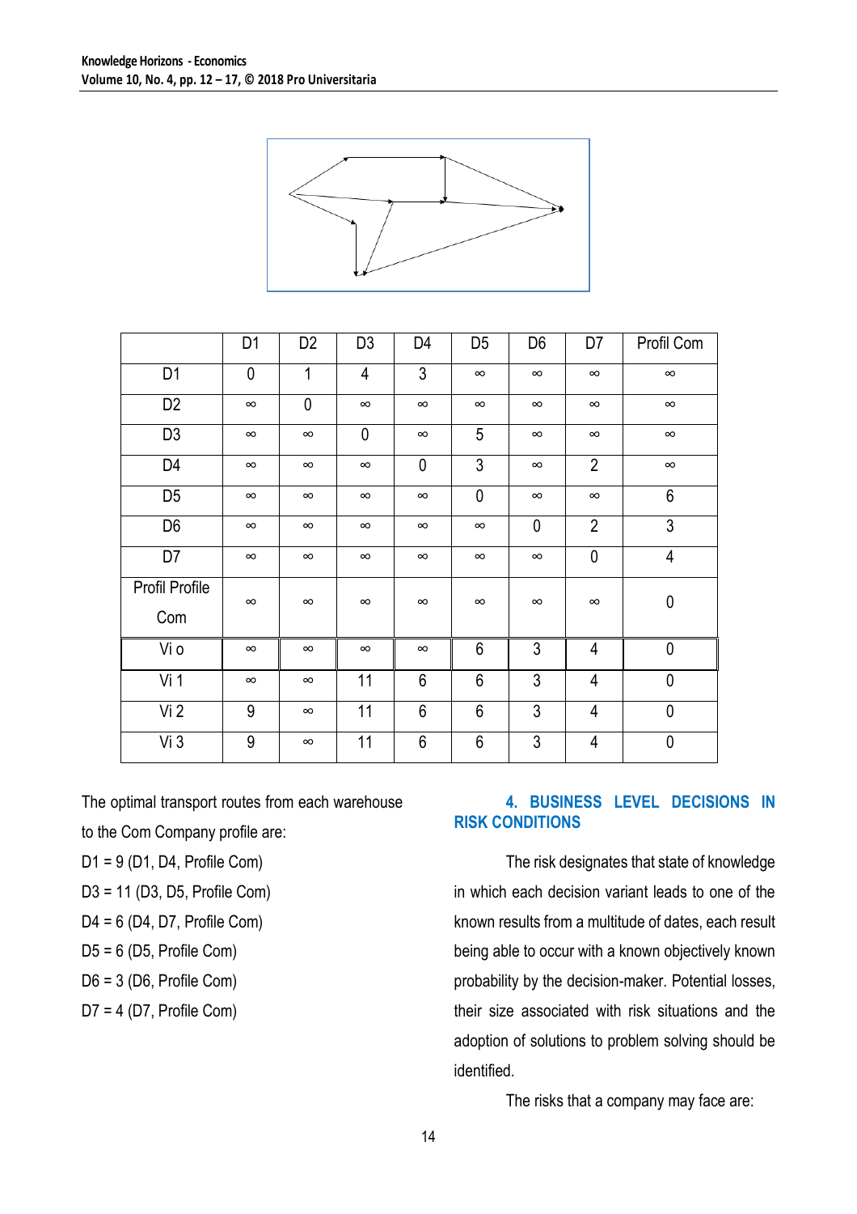| | D1 | D2 | D3 | D4 | D5 | D6 | D7 | Profil Com |
|---|---|---|---|---|---|---|---|---|
| D1 | 0 | 1 | 4 | 3 | ∞ | ∞ | ∞ | ∞ |
| D2 | ∞ | 0 | ∞ | ∞ | ∞ | ∞ | ∞ | ∞ |
| D3 | ∞ | ∞ | 0 | ∞ | 5 | ∞ | ∞ | ∞ |
| D4 | ∞ | ∞ | ∞ | 0 | 3 | ∞ | 2 | ∞ |
| D5 | ∞ | ∞ | ∞ | ∞ | 0 | ∞ | ∞ | 6 |
| D6 | ∞ | ∞ | ∞ | ∞ | ∞ | 0 | 2 | 3 |
| D7 | ∞ | ∞ | ∞ | ∞ | ∞ | ∞ | 0 | 4 |
| Profil Profile Com | ∞ | ∞ | ∞ | ∞ | ∞ | ∞ | ∞ | 0 |
| Vi o | ∞ | ∞ | ∞ | ∞ | 6 | 3 | 4 | 0 |
| Vi 1 | ∞ | ∞ | 11 | 6 | 6 | 3 | 4 | 0 |
| Vi 2 | 9 | ∞ | 11 | 6 | 6 | 3 | 4 | 0 |
| Vi 3 | 9 | ∞ | 11 | 6 | 6 | 3 | 4 | 0 |

The optimal transport routes from each warehouse to the Com Company profile are:

D1 = 9 (D1, D4, Profile Com)

D3 = 11 (D3, D5, Profile Com)

D4 = 6 (D4, D7, Profile Com)

D5 = 6 (D5, Profile Com)

D6 = 3 (D6, Profile Com)

D7 = 4 (D7, Profile Com)

## 4. BUSINESS LEVEL DECISIONS IN RISK CONDITIONS

The risk designates that state of knowledge in which each decision variant leads to one of the known results from a multitude of dates, each result being able to occur with a known objectively known probability by the decision-maker. Potential losses, their size associated with risk situations and the adoption of solutions to problem solving should be identified.

The risks that a company may face are: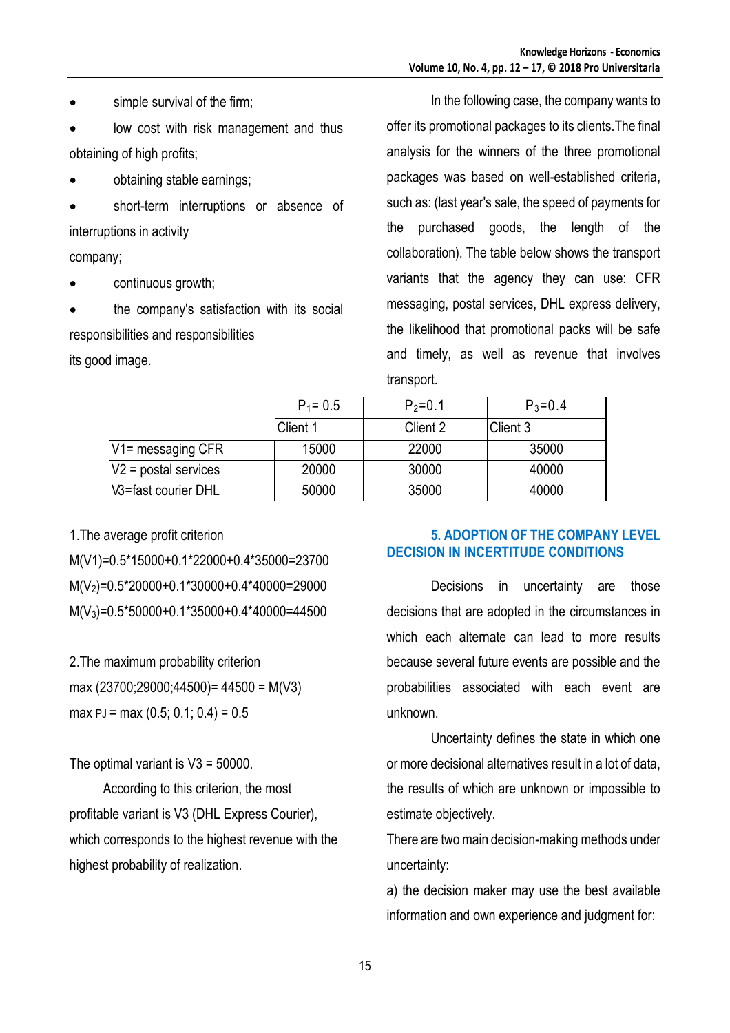- simple survival of the firm;
- low cost with risk management and thus obtaining of high profits;
- obtaining stable earnings;
- short-term interruptions or absence of interruptions in activity company;
- continuous growth;
- the company's satisfaction with its social responsibilities and responsibilities its good image.

In the following case, the company wants to offer its promotional packages to its clients.The final analysis for the winners of the three promotional packages was based on well-established criteria, such as: (last year's sale, the speed of payments for the purchased goods, the length of the collaboration). The table below shows the transport variants that the agency they can use: CFR messaging, postal services, DHL express delivery, the likelihood that promotional packs will be safe and timely, as well as revenue that involves transport.

| | $P_1$= 0.5 | $P_2$=0.1 | $P_3$=0.4 |
|---|---|---|---|
| | Client 1 | Client 2 | Client 3 |
| V1= messaging CFR | 15000 | 22000 | 35000 |
| V2 = postal services | 20000 | 30000 | 40000 |
| V3=fast courier DHL | 50000 | 35000 | 40000 |

1.The average profit criterion

$M(V1)=0.5*15000+0.1*22000+0.4*35000=23700$

$M(V_2)=0.5*20000+0.1*30000+0.4*40000=29000$

$M(V_3)=0.5*50000+0.1*35000+0.4*40000=44500$

2.The maximum probability criterion

max (23700;29000;44500)= 44500 = M(V3)

max $P_J$ = max (0.5; 0.1; 0.4) = 0.5

The optimal variant is V3 = 50000.

According to this criterion, the most profitable variant is V3 (DHL Express Courier), which corresponds to the highest revenue with the highest probability of realization.

## 5. ADOPTION OF THE COMPANY LEVEL DECISION IN INCERTITUDE CONDITIONS

Decisions in uncertainty are those decisions that are adopted in the circumstances in which each alternate can lead to more results because several future events are possible and the probabilities associated with each event are unknown.

Uncertainty defines the state in which one or more decisional alternatives result in a lot of data, the results of which are unknown or impossible to estimate objectively.

There are two main decision-making methods under uncertainty:

a) the decision maker may use the best available information and own experience and judgment for: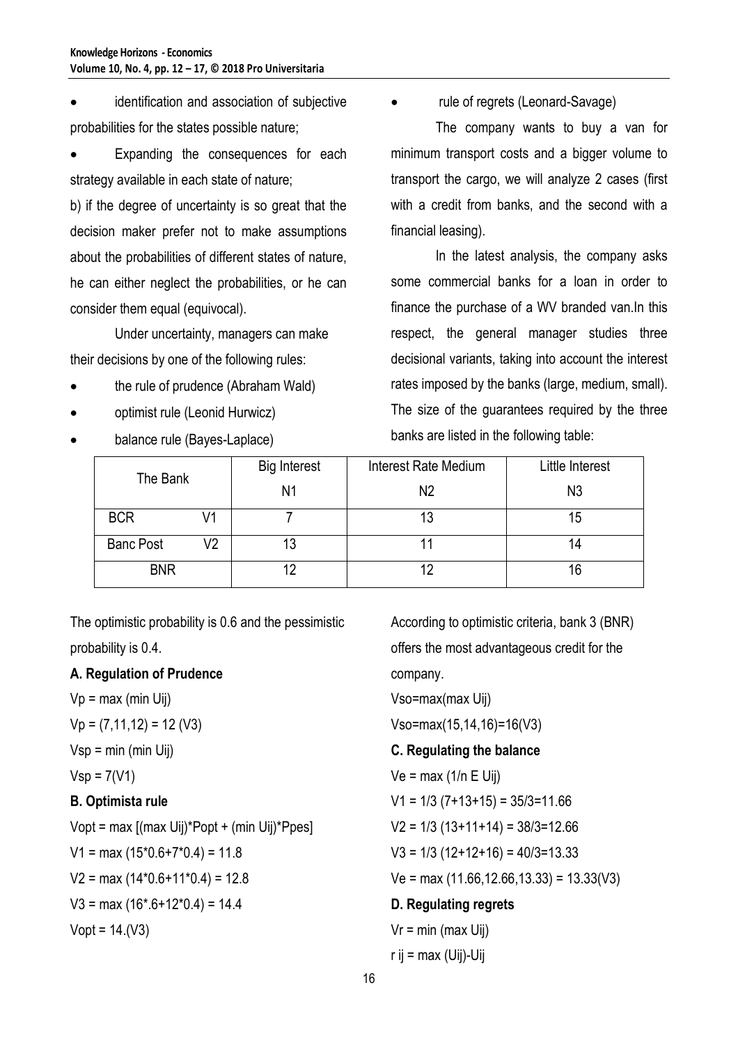- identification and association of subjective probabilities for the states possible nature;
- Expanding the consequences for each strategy available in each state of nature;

b) if the degree of uncertainty is so great that the decision maker prefer not to make assumptions about the probabilities of different states of nature, he can either neglect the probabilities, or he can consider them equal (equivocal).

Under uncertainty, managers can make their decisions by one of the following rules:

- the rule of prudence (Abraham Wald)
- optimist rule (Leonid Hurwicz)
- balance rule (Bayes-Laplace)
- rule of regrets (Leonard-Savage)

The company wants to buy a van for minimum transport costs and a bigger volume to transport the cargo, we will analyze 2 cases (first with a credit from banks, and the second with a financial leasing).

In the latest analysis, the company asks some commercial banks for a loan in order to finance the purchase of a WV branded van.In this respect, the general manager studies three decisional variants, taking into account the interest rates imposed by the banks (large, medium, small). The size of the guarantees required by the three banks are listed in the following table:

| The Bank | | Big Interest N1 | Interest Rate Medium N2 | Little Interest N3 |
|---|---|---|---|---|
| BCR | V1 | 7 | 13 | 15 |
| Banc Post | V2 | 13 | 11 | 14 |
| BNR | | 12 | 12 | 16 |

The optimistic probability is 0.6 and the pessimistic probability is 0.4.

**A. Regulation of Prudence**

$Vp = \max (\min Uij)$

$Vp = (7,11,12) = 12$ (V3)

$Vsp = \min (\min Uij)$

$Vsp = 7$(V1)

**B. Optimista rule**

$Vopt = \max [(\max Uij)*Popt + (\min Uij)*Ppes]$

$V1 = \max (15*0.6+7*0.4) = 11.8$

$V2 = \max (14*0.6+11*0.4) = 12.8$

$V3 = \max (16*.6+12*0.4) = 14.4$

$Vopt = 14.$(V3)

According to optimistic criteria, bank 3 (BNR) offers the most advantageous credit for the company.

$Vso=\max(\max Uij)$

$Vso=\max(15,14,16)=16$(V3)

**C. Regulating the balance**

$Ve = \max (1/n\ E\ Uij)$

$V1 = 1/3\ (7+13+15) = 35/3=11.66$

$V2 = 1/3\ (13+11+14) = 38/3=12.66$

$V3 = 1/3\ (12+12+16) = 40/3=13.33$

$Ve = \max (11.66,12.66,13.33) = 13.33$(V3)

**D. Regulating regrets**

$Vr = \min (\max Uij)$

$r_{ij} = \max (Uij)-Uij$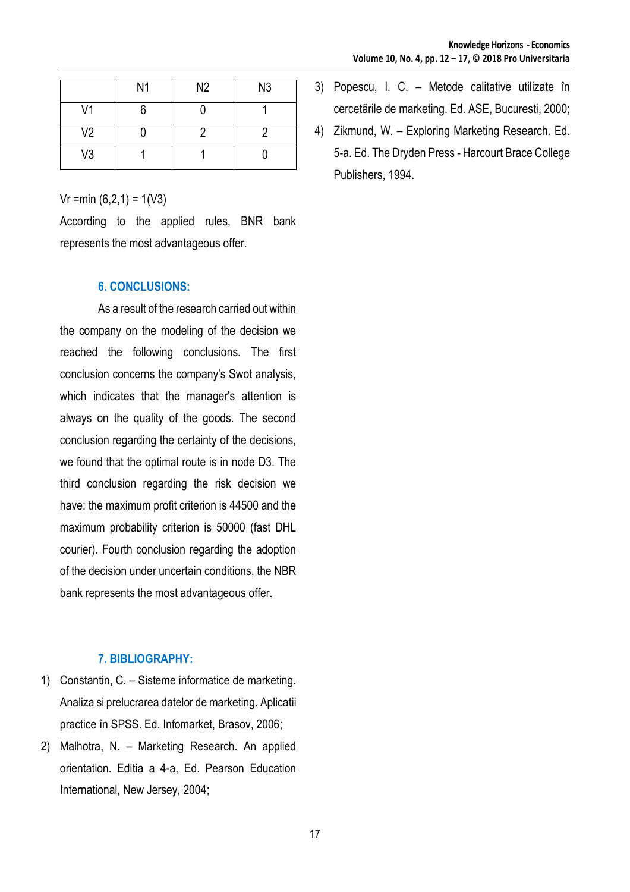| | N1 | N2 | N3 |
|---|---|---|---|
| V1 | 6 | 0 | 1 |
| V2 | 0 | 2 | 2 |
| V3 | 1 | 1 | 0 |

Vr =min (6,2,1) = 1(V3)

According to the applied rules, BNR bank represents the most advantageous offer.

## 6. CONCLUSIONS:

As a result of the research carried out within the company on the modeling of the decision we reached the following conclusions. The first conclusion concerns the company's Swot analysis, which indicates that the manager's attention is always on the quality of the goods. The second conclusion regarding the certainty of the decisions, we found that the optimal route is in node D3. The third conclusion regarding the risk decision we have: the maximum profit criterion is 44500 and the maximum probability criterion is 50000 (fast DHL courier). Fourth conclusion regarding the adoption of the decision under uncertain conditions, the NBR bank represents the most advantageous offer.

## 7. BIBLIOGRAPHY:

1) Constantin, C. – Sisteme informatice de marketing. Analiza si prelucrarea datelor de marketing. Aplicatii practice în SPSS. Ed. Infomarket, Brasov, 2006;
2) Malhotra, N. – Marketing Research. An applied orientation. Editia a 4-a, Ed. Pearson Education International, New Jersey, 2004;
3) Popescu, I. C. – Metode calitative utilizate în cercetările de marketing. Ed. ASE, Bucuresti, 2000;
4) Zikmund, W. – Exploring Marketing Research. Ed. 5-a. Ed. The Dryden Press - Harcourt Brace College Publishers, 1994.